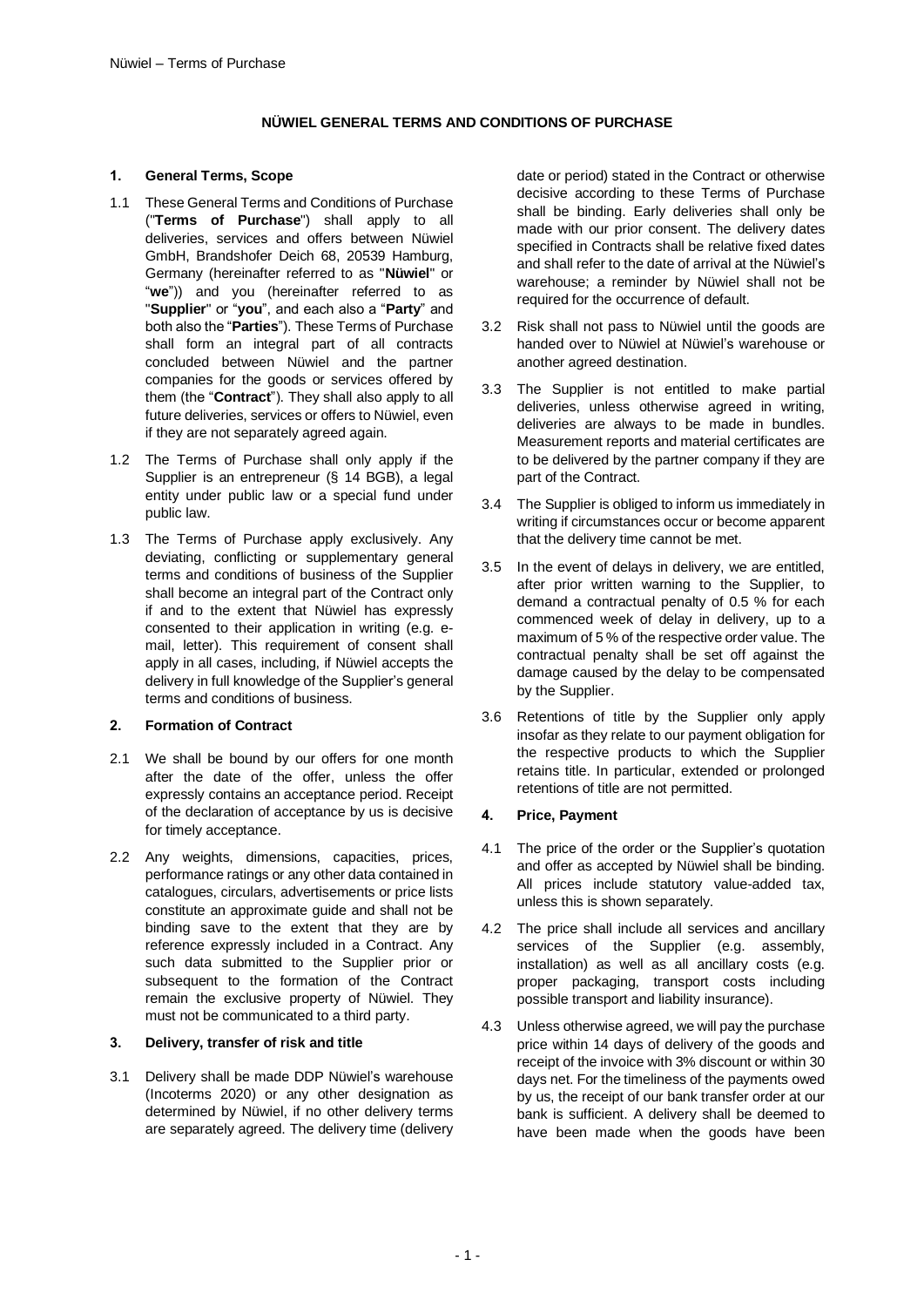# NÜWIEL GENERAL TERMS AND CONDITIONS OF PURCHASE

## 1. General Terms, Scope

1.1 These General Terms and Conditions of Purchase ("**Terms of Purchase**") shall apply to all deliveries, services and offers between Nüwiel GmbH, Brandshofer Deich 68, 20539 Hamburg, Germany (hereinafter referred to as "**Nüwiel**" or "**we**")) and you (hereinafter referred to as "**Supplier**" or "**you**", and each also a "**Party**" and both also the "**Parties**"). These Terms of Purchase shall form an integral part of all contracts concluded between Nüwiel and the partner companies for the goods or services offered by them (the "**Contract**"). They shall also apply to all future deliveries, services or offers to Nüwiel, even if they are not separately agreed again.

1.2 The Terms of Purchase shall only apply if the Supplier is an entrepreneur (§ 14 BGB), a legal entity under public law or a special fund under public law.

1.3 The Terms of Purchase apply exclusively. Any deviating, conflicting or supplementary general terms and conditions of business of the Supplier shall become an integral part of the Contract only if and to the extent that Nüwiel has expressly consented to their application in writing (e.g. e-mail, letter). This requirement of consent shall apply in all cases, including, if Nüwiel accepts the delivery in full knowledge of the Supplier's general terms and conditions of business.

## 2. Formation of Contract

2.1 We shall be bound by our offers for one month after the date of the offer, unless the offer expressly contains an acceptance period. Receipt of the declaration of acceptance by us is decisive for timely acceptance.

2.2 Any weights, dimensions, capacities, prices, performance ratings or any other data contained in catalogues, circulars, advertisements or price lists constitute an approximate guide and shall not be binding save to the extent that they are by reference expressly included in a Contract. Any such data submitted to the Supplier prior or subsequent to the formation of the Contract remain the exclusive property of Nüwiel. They must not be communicated to a third party.

## 3. Delivery, transfer of risk and title

3.1 Delivery shall be made DDP Nüwiel's warehouse (Incoterms 2020) or any other designation as determined by Nüwiel, if no other delivery terms are separately agreed. The delivery time (delivery date or period) stated in the Contract or otherwise decisive according to these Terms of Purchase shall be binding. Early deliveries shall only be made with our prior consent. The delivery dates specified in Contracts shall be relative fixed dates and shall refer to the date of arrival at the Nüwiel's warehouse; a reminder by Nüwiel shall not be required for the occurrence of default.

3.2 Risk shall not pass to Nüwiel until the goods are handed over to Nüwiel at Nüwiel's warehouse or another agreed destination.

3.3 The Supplier is not entitled to make partial deliveries, unless otherwise agreed in writing, deliveries are always to be made in bundles. Measurement reports and material certificates are to be delivered by the partner company if they are part of the Contract.

3.4 The Supplier is obliged to inform us immediately in writing if circumstances occur or become apparent that the delivery time cannot be met.

3.5 In the event of delays in delivery, we are entitled, after prior written warning to the Supplier, to demand a contractual penalty of 0.5 % for each commenced week of delay in delivery, up to a maximum of 5 % of the respective order value. The contractual penalty shall be set off against the damage caused by the delay to be compensated by the Supplier.

3.6 Retentions of title by the Supplier only apply insofar as they relate to our payment obligation for the respective products to which the Supplier retains title. In particular, extended or prolonged retentions of title are not permitted.

## 4. Price, Payment

4.1 The price of the order or the Supplier's quotation and offer as accepted by Nüwiel shall be binding. All prices include statutory value-added tax, unless this is shown separately.

4.2 The price shall include all services and ancillary services of the Supplier (e.g. assembly, installation) as well as all ancillary costs (e.g. proper packaging, transport costs including possible transport and liability insurance).

4.3 Unless otherwise agreed, we will pay the purchase price within 14 days of delivery of the goods and receipt of the invoice with 3% discount or within 30 days net. For the timeliness of the payments owed by us, the receipt of our bank transfer order at our bank is sufficient. A delivery shall be deemed to have been made when the goods have been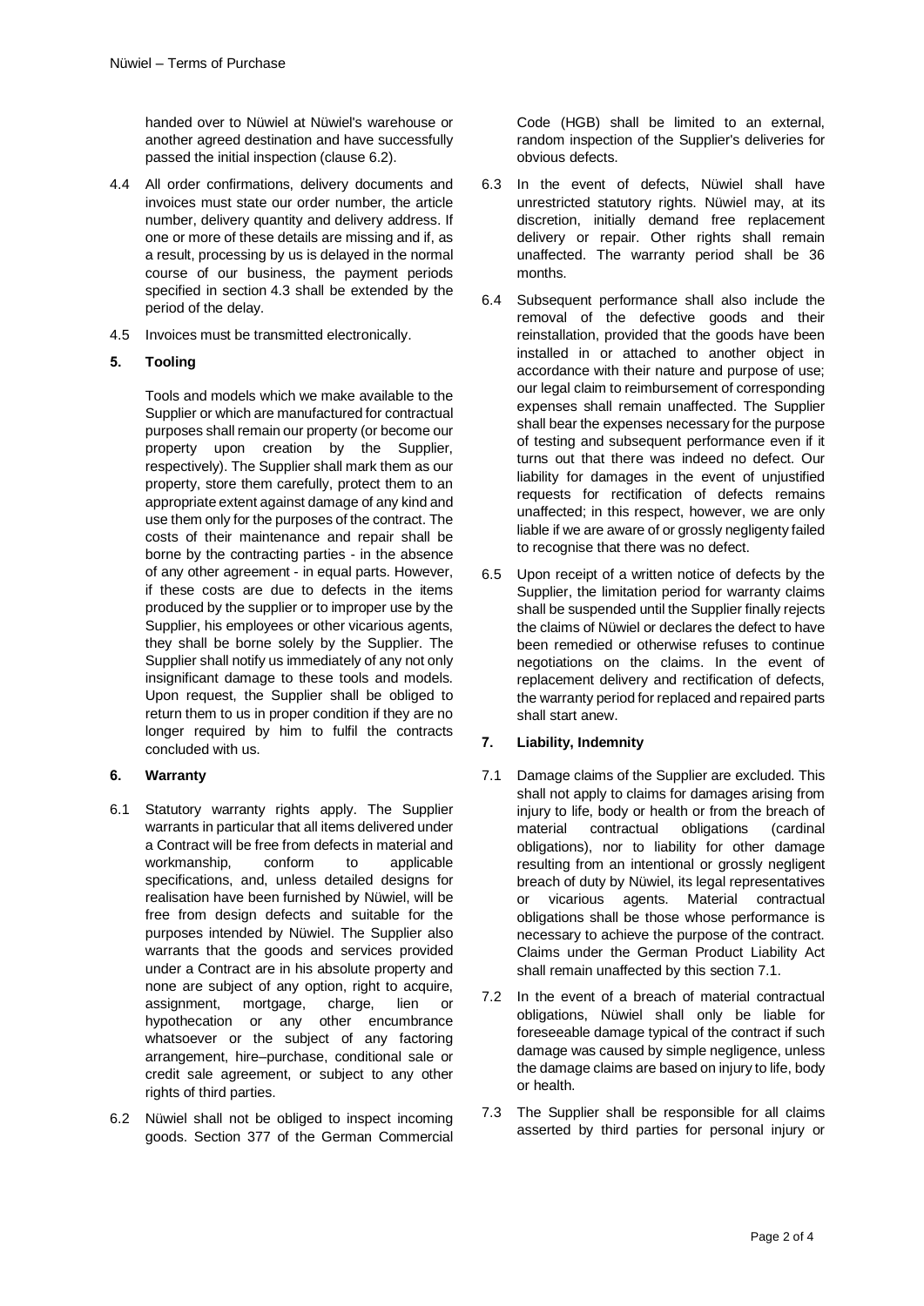handed over to Nüwiel at Nüwiel's warehouse or another agreed destination and have successfully passed the initial inspection (clause 6.2).

4.4 All order confirmations, delivery documents and invoices must state our order number, the article number, delivery quantity and delivery address. If one or more of these details are missing and if, as a result, processing by us is delayed in the normal course of our business, the payment periods specified in section 4.3 shall be extended by the period of the delay.

4.5 Invoices must be transmitted electronically.

## 5. Tooling

Tools and models which we make available to the Supplier or which are manufactured for contractual purposes shall remain our property (or become our property upon creation by the Supplier, respectively). The Supplier shall mark them as our property, store them carefully, protect them to an appropriate extent against damage of any kind and use them only for the purposes of the contract. The costs of their maintenance and repair shall be borne by the contracting parties - in the absence of any other agreement - in equal parts. However, if these costs are due to defects in the items produced by the supplier or to improper use by the Supplier, his employees or other vicarious agents, they shall be borne solely by the Supplier. The Supplier shall notify us immediately of any not only insignificant damage to these tools and models. Upon request, the Supplier shall be obliged to return them to us in proper condition if they are no longer required by him to fulfil the contracts concluded with us.

## 6. Warranty

6.1 Statutory warranty rights apply. The Supplier warrants in particular that all items delivered under a Contract will be free from defects in material and workmanship, conform to applicable specifications, and, unless detailed designs for realisation have been furnished by Nüwiel, will be free from design defects and suitable for the purposes intended by Nüwiel. The Supplier also warrants that the goods and services provided under a Contract are in his absolute property and none are subject of any option, right to acquire, assignment, mortgage, charge, lien or hypothecation or any other encumbrance whatsoever or the subject of any factoring arrangement, hire–purchase, conditional sale or credit sale agreement, or subject to any other rights of third parties.

6.2 Nüwiel shall not be obliged to inspect incoming goods. Section 377 of the German Commercial Code (HGB) shall be limited to an external, random inspection of the Supplier's deliveries for obvious defects.

6.3 In the event of defects, Nüwiel shall have unrestricted statutory rights. Nüwiel may, at its discretion, initially demand free replacement delivery or repair. Other rights shall remain unaffected. The warranty period shall be 36 months.

6.4 Subsequent performance shall also include the removal of the defective goods and their reinstallation, provided that the goods have been installed in or attached to another object in accordance with their nature and purpose of use; our legal claim to reimbursement of corresponding expenses shall remain unaffected. The Supplier shall bear the expenses necessary for the purpose of testing and subsequent performance even if it turns out that there was indeed no defect. Our liability for damages in the event of unjustified requests for rectification of defects remains unaffected; in this respect, however, we are only liable if we are aware of or grossly negligenty failed to recognise that there was no defect.

6.5 Upon receipt of a written notice of defects by the Supplier, the limitation period for warranty claims shall be suspended until the Supplier finally rejects the claims of Nüwiel or declares the defect to have been remedied or otherwise refuses to continue negotiations on the claims. In the event of replacement delivery and rectification of defects, the warranty period for replaced and repaired parts shall start anew.

## 7. Liability, Indemnity

7.1 Damage claims of the Supplier are excluded. This shall not apply to claims for damages arising from injury to life, body or health or from the breach of material contractual obligations (cardinal obligations), nor to liability for other damage resulting from an intentional or grossly negligent breach of duty by Nüwiel, its legal representatives or vicarious agents. Material contractual obligations shall be those whose performance is necessary to achieve the purpose of the contract. Claims under the German Product Liability Act shall remain unaffected by this section 7.1.

7.2 In the event of a breach of material contractual obligations, Nüwiel shall only be liable for foreseeable damage typical of the contract if such damage was caused by simple negligence, unless the damage claims are based on injury to life, body or health.

7.3 The Supplier shall be responsible for all claims asserted by third parties for personal injury or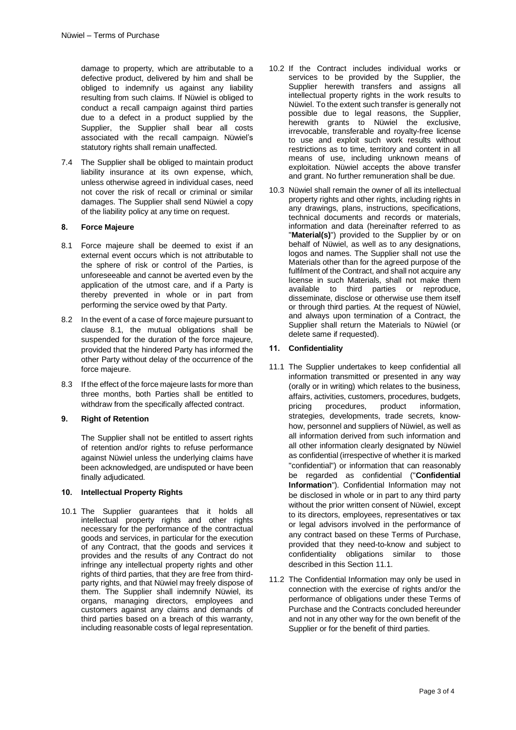damage to property, which are attributable to a defective product, delivered by him and shall be obliged to indemnify us against any liability resulting from such claims. If Nüwiel is obliged to conduct a recall campaign against third parties due to a defect in a product supplied by the Supplier, the Supplier shall bear all costs associated with the recall campaign. Nüwiel's statutory rights shall remain unaffected.

7.4 The Supplier shall be obliged to maintain product liability insurance at its own expense, which, unless otherwise agreed in individual cases, need not cover the risk of recall or criminal or similar damages. The Supplier shall send Nüwiel a copy of the liability policy at any time on request.

## 8. Force Majeure

8.1 Force majeure shall be deemed to exist if an external event occurs which is not attributable to the sphere of risk or control of the Parties, is unforeseeable and cannot be averted even by the application of the utmost care, and if a Party is thereby prevented in whole or in part from performing the service owed by that Party.

8.2 In the event of a case of force majeure pursuant to clause 8.1, the mutual obligations shall be suspended for the duration of the force majeure, provided that the hindered Party has informed the other Party without delay of the occurrence of the force majeure.

8.3 If the effect of the force majeure lasts for more than three months, both Parties shall be entitled to withdraw from the specifically affected contract.

## 9. Right of Retention

The Supplier shall not be entitled to assert rights of retention and/or rights to refuse performance against Nüwiel unless the underlying claims have been acknowledged, are undisputed or have been finally adjudicated.

## 10. Intellectual Property Rights

10.1 The Supplier guarantees that it holds all intellectual property rights and other rights necessary for the performance of the contractual goods and services, in particular for the execution of any Contract, that the goods and services it provides and the results of any Contract do not infringe any intellectual property rights and other rights of third parties, that they are free from third-party rights, and that Nüwiel may freely dispose of them. The Supplier shall indemnify Nüwiel, its organs, managing directors, employees and customers against any claims and demands of third parties based on a breach of this warranty, including reasonable costs of legal representation.

10.2 If the Contract includes individual works or services to be provided by the Supplier, the Supplier herewith transfers and assigns all intellectual property rights in the work results to Nüwiel. To the extent such transfer is generally not possible due to legal reasons, the Supplier, herewith grants to Nüwiel the exclusive, irrevocable, transferable and royalty-free license to use and exploit such work results without restrictions as to time, territory and content in all means of use, including unknown means of exploitation. Nüwiel accepts the above transfer and grant. No further remuneration shall be due.

10.3 Nüwiel shall remain the owner of all its intellectual property rights and other rights, including rights in any drawings, plans, instructions, specifications, technical documents and records or materials, information and data (hereinafter referred to as "**Material(s)**") provided to the Supplier by or on behalf of Nüwiel, as well as to any designations, logos and names. The Supplier shall not use the Materials other than for the agreed purpose of the fulfilment of the Contract, and shall not acquire any license in such Materials, shall not make them available to third parties or reproduce, disseminate, disclose or otherwise use them itself or through third parties. At the request of Nüwiel, and always upon termination of a Contract, the Supplier shall return the Materials to Nüwiel (or delete same if requested).

## 11. Confidentiality

11.1 The Supplier undertakes to keep confidential all information transmitted or presented in any way (orally or in writing) which relates to the business, affairs, activities, customers, procedures, budgets, pricing procedures, product information, strategies, developments, trade secrets, know-how, personnel and suppliers of Nüwiel, as well as all information derived from such information and all other information clearly designated by Nüwiel as confidential (irrespective of whether it is marked "confidential") or information that can reasonably be regarded as confidential ("**Confidential Information**"). Confidential Information may not be disclosed in whole or in part to any third party without the prior written consent of Nüwiel, except to its directors, employees, representatives or tax or legal advisors involved in the performance of any contract based on these Terms of Purchase, provided that they need-to-know and subject to confidentiality obligations similar to those described in this Section 11.1.

11.2 The Confidential Information may only be used in connection with the exercise of rights and/or the performance of obligations under these Terms of Purchase and the Contracts concluded hereunder and not in any other way for the own benefit of the Supplier or for the benefit of third parties.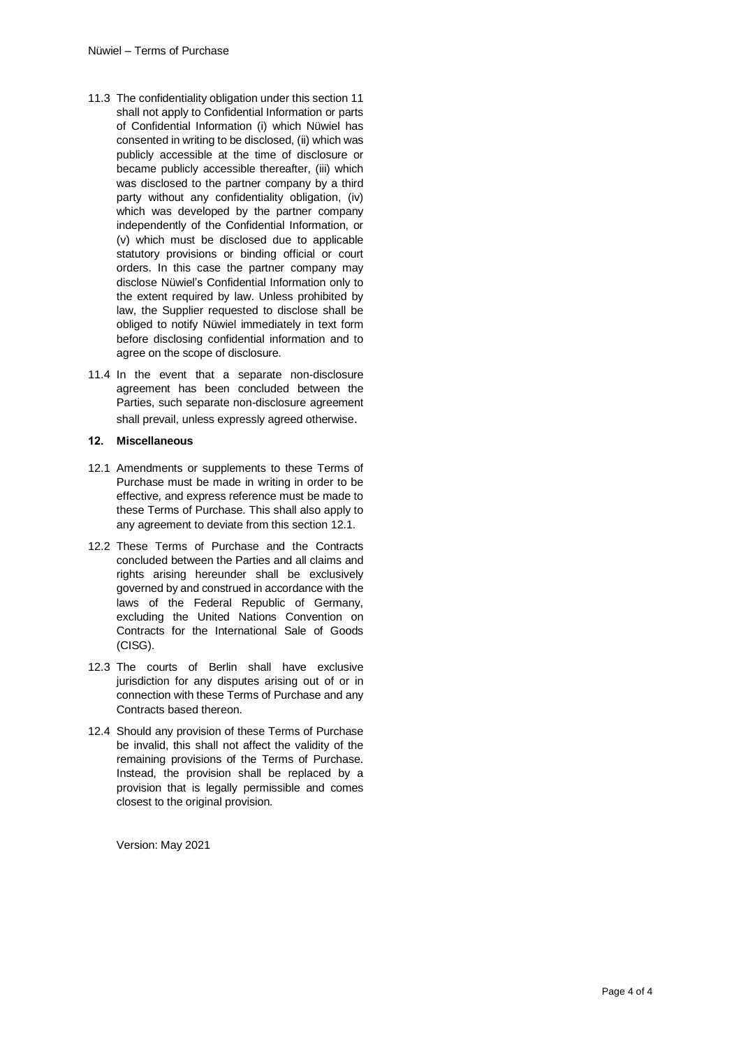11.3 The confidentiality obligation under this section 11 shall not apply to Confidential Information or parts of Confidential Information (i) which Nüwiel has consented in writing to be disclosed, (ii) which was publicly accessible at the time of disclosure or became publicly accessible thereafter, (iii) which was disclosed to the partner company by a third party without any confidentiality obligation, (iv) which was developed by the partner company independently of the Confidential Information, or (v) which must be disclosed due to applicable statutory provisions or binding official or court orders. In this case the partner company may disclose Nüwiel's Confidential Information only to the extent required by law. Unless prohibited by law, the Supplier requested to disclose shall be obliged to notify Nüwiel immediately in text form before disclosing confidential information and to agree on the scope of disclosure.

11.4 In the event that a separate non-disclosure agreement has been concluded between the Parties, such separate non-disclosure agreement shall prevail, unless expressly agreed otherwise.

## 12. Miscellaneous

12.1 Amendments or supplements to these Terms of Purchase must be made in writing in order to be effective, and express reference must be made to these Terms of Purchase. This shall also apply to any agreement to deviate from this section 12.1.

12.2 These Terms of Purchase and the Contracts concluded between the Parties and all claims and rights arising hereunder shall be exclusively governed by and construed in accordance with the laws of the Federal Republic of Germany, excluding the United Nations Convention on Contracts for the International Sale of Goods (CISG).

12.3 The courts of Berlin shall have exclusive jurisdiction for any disputes arising out of or in connection with these Terms of Purchase and any Contracts based thereon.

12.4 Should any provision of these Terms of Purchase be invalid, this shall not affect the validity of the remaining provisions of the Terms of Purchase. Instead, the provision shall be replaced by a provision that is legally permissible and comes closest to the original provision.

Version: May 2021